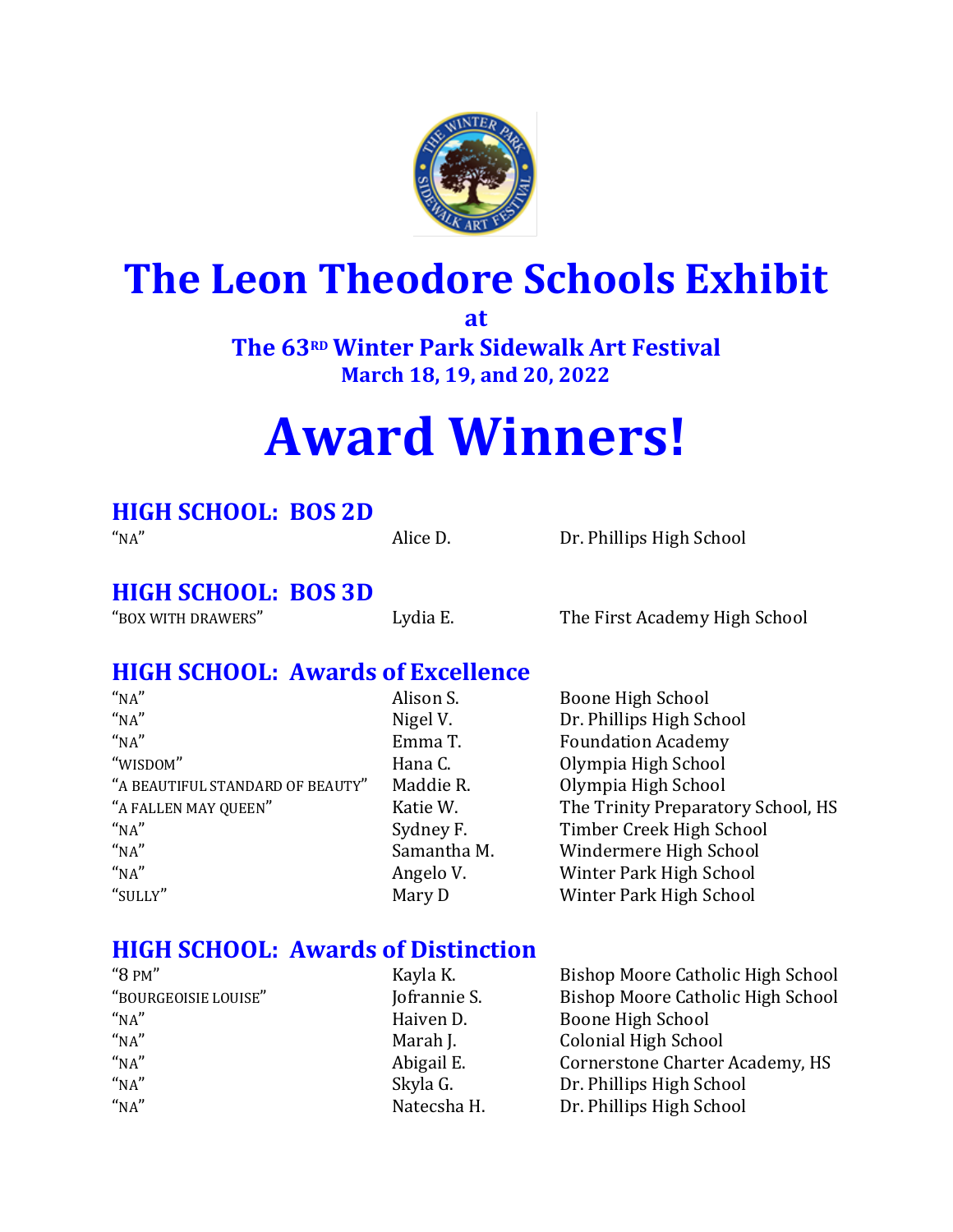# The Leon Theodore Schools Exhibit

### at

### The 63RD Winter Park Sidewalk Art Festival

### March 18, 19, and 20, 2022

# Award Winners!

## HIGH SCHOOL: BOS 2D

| | | |
|---|---|---|
| "NA" | Alice D. | Dr. Phillips High School |

## HIGH SCHOOL: BOS 3D

| | | |
|---|---|---|
| "BOX WITH DRAWERS" | Lydia E. | The First Academy High School |

## HIGH SCHOOL: Awards of Excellence

| | | |
|---|---|---|
| "NA" | Alison S. | Boone High School |
| "NA" | Nigel V. | Dr. Phillips High School |
| "NA" | Emma T. | Foundation Academy |
| "WISDOM" | Hana C. | Olympia High School |
| "A BEAUTIFUL STANDARD OF BEAUTY" | Maddie R. | Olympia High School |
| "A FALLEN MAY QUEEN" | Katie W. | The Trinity Preparatory School, HS |
| "NA" | Sydney F. | Timber Creek High School |
| "NA" | Samantha M. | Windermere High School |
| "NA" | Angelo V. | Winter Park High School |
| "SULLY" | Mary D | Winter Park High School |

## HIGH SCHOOL: Awards of Distinction

| | | |
|---|---|---|
| "8 PM" | Kayla K. | Bishop Moore Catholic High School |
| "BOURGEOISIE LOUISE" | Jofrannie S. | Bishop Moore Catholic High School |
| "NA" | Haiven D. | Boone High School |
| "NA" | Marah J. | Colonial High School |
| "NA" | Abigail E. | Cornerstone Charter Academy, HS |
| "NA" | Skyla G. | Dr. Phillips High School |
| "NA" | Natecsha H. | Dr. Phillips High School |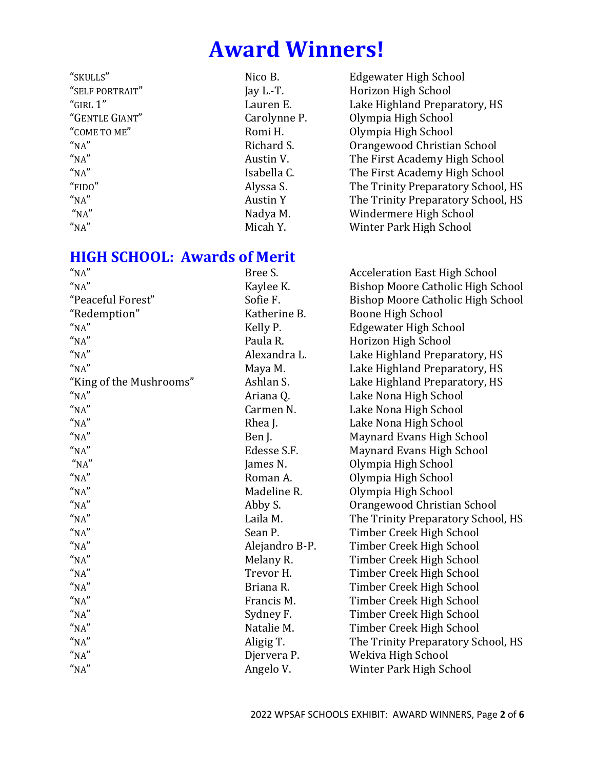# Award Winners!

| | | |
|---|---|---|
| "SKULLS" | Nico B. | Edgewater High School |
| "SELF PORTRAIT" | Jay L.-T. | Horizon High School |
| "GIRL 1" | Lauren E. | Lake Highland Preparatory, HS |
| "GENTLE GIANT" | Carolynne P. | Olympia High School |
| "COME TO ME" | Romi H. | Olympia High School |
| "NA" | Richard S. | Orangewood Christian School |
| "NA" | Austin V. | The First Academy High School |
| "NA" | Isabella C. | The First Academy High School |
| "FIDO" | Alyssa S. | The Trinity Preparatory School, HS |
| "NA" | Austin Y | The Trinity Preparatory School, HS |
| "NA" | Nadya M. | Windermere High School |
| "NA" | Micah Y. | Winter Park High School |

## HIGH SCHOOL: Awards of Merit

| | | |
|---|---|---|
| "NA" | Bree S. | Acceleration East High School |
| "NA" | Kaylee K. | Bishop Moore Catholic High School |
| "Peaceful Forest" | Sofie F. | Bishop Moore Catholic High School |
| "Redemption" | Katherine B. | Boone High School |
| "NA" | Kelly P. | Edgewater High School |
| "NA" | Paula R. | Horizon High School |
| "NA" | Alexandra L. | Lake Highland Preparatory, HS |
| "NA" | Maya M. | Lake Highland Preparatory, HS |
| "King of the Mushrooms" | Ashlan S. | Lake Highland Preparatory, HS |
| "NA" | Ariana Q. | Lake Nona High School |
| "NA" | Carmen N. | Lake Nona High School |
| "NA" | Rhea J. | Lake Nona High School |
| "NA" | Ben J. | Maynard Evans High School |
| "NA" | Edesse S.F. | Maynard Evans High School |
| "NA" | James N. | Olympia High School |
| "NA" | Roman A. | Olympia High School |
| "NA" | Madeline R. | Olympia High School |
| "NA" | Abby S. | Orangewood Christian School |
| "NA" | Laila M. | The Trinity Preparatory School, HS |
| "NA" | Sean P. | Timber Creek High School |
| "NA" | Alejandro B-P. | Timber Creek High School |
| "NA" | Melany R. | Timber Creek High School |
| "NA" | Trevor H. | Timber Creek High School |
| "NA" | Briana R. | Timber Creek High School |
| "NA" | Francis M. | Timber Creek High School |
| "NA" | Sydney F. | Timber Creek High School |
| "NA" | Natalie M. | Timber Creek High School |
| "NA" | Aligig T. | The Trinity Preparatory School, HS |
| "NA" | Djervera P. | Wekiva High School |
| "NA" | Angelo V. | Winter Park High School |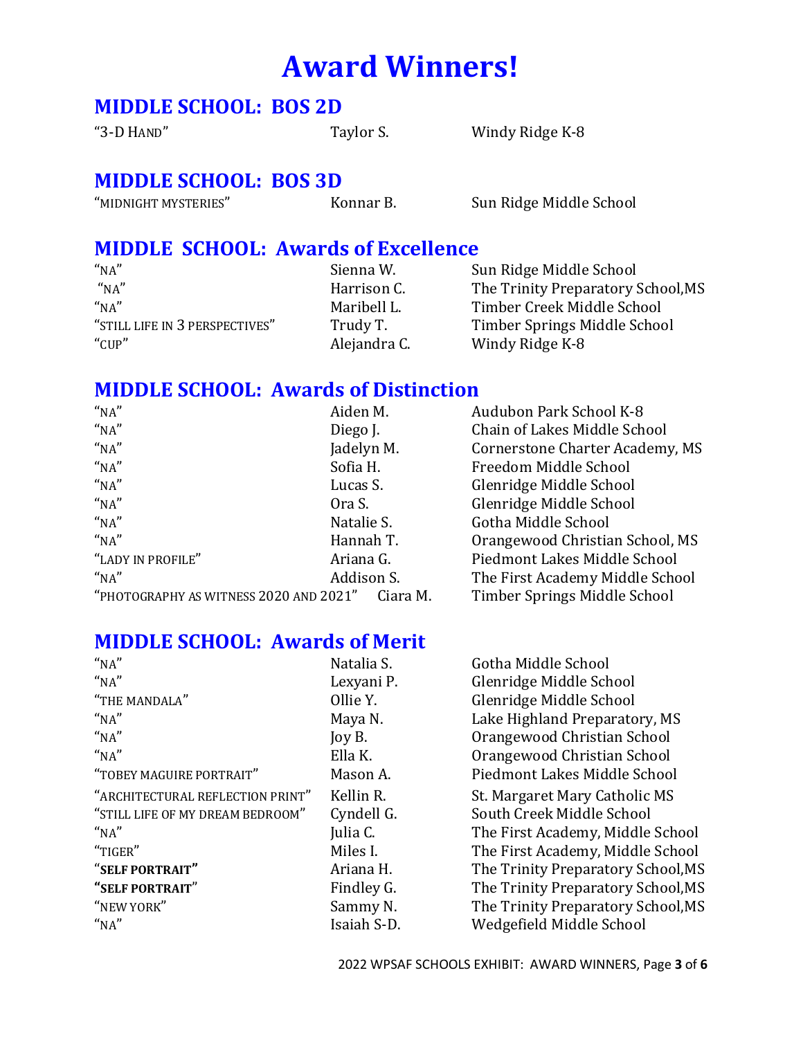# Award Winners!

## MIDDLE SCHOOL: BOS 2D

| | | |
|---|---|---|
| "3-D HAND" | Taylor S. | Windy Ridge K-8 |

## MIDDLE SCHOOL: BOS 3D

| | | |
|---|---|---|
| "MIDNIGHT MYSTERIES" | Konnar B. | Sun Ridge Middle School |

## MIDDLE SCHOOL: Awards of Excellence

| | | |
|---|---|---|
| "NA" | Sienna W. | Sun Ridge Middle School |
| "NA" | Harrison C. | The Trinity Preparatory School,MS |
| "NA" | Maribell L. | Timber Creek Middle School |
| "STILL LIFE IN 3 PERSPECTIVES" | Trudy T. | Timber Springs Middle School |
| "CUP" | Alejandra C. | Windy Ridge K-8 |

## MIDDLE SCHOOL: Awards of Distinction

| | | |
|---|---|---|
| "NA" | Aiden M. | Audubon Park School K-8 |
| "NA" | Diego J. | Chain of Lakes Middle School |
| "NA" | Jadelyn M. | Cornerstone Charter Academy, MS |
| "NA" | Sofia H. | Freedom Middle School |
| "NA" | Lucas S. | Glenridge Middle School |
| "NA" | Ora S. | Glenridge Middle School |
| "NA" | Natalie S. | Gotha Middle School |
| "NA" | Hannah T. | Orangewood Christian School, MS |
| "LADY IN PROFILE" | Ariana G. | Piedmont Lakes Middle School |
| "NA" | Addison S. | The First Academy Middle School |
| "PHOTOGRAPHY AS WITNESS 2020 AND 2021" | Ciara M. | Timber Springs Middle School |

## MIDDLE SCHOOL: Awards of Merit

| | | |
|---|---|---|
| "NA" | Natalia S. | Gotha Middle School |
| "NA" | Lexyani P. | Glenridge Middle School |
| "THE MANDALA" | Ollie Y. | Glenridge Middle School |
| "NA" | Maya N. | Lake Highland Preparatory, MS |
| "NA" | Joy B. | Orangewood Christian School |
| "NA" | Ella K. | Orangewood Christian School |
| "TOBEY MAGUIRE PORTRAIT" | Mason A. | Piedmont Lakes Middle School |
| "ARCHITECTURAL REFLECTION PRINT" | Kellin R. | St. Margaret Mary Catholic MS |
| "STILL LIFE OF MY DREAM BEDROOM" | Cyndell G. | South Creek Middle School |
| "NA" | Julia C. | The First Academy, Middle School |
| "TIGER" | Miles I. | The First Academy, Middle School |
| "**SELF PORTRAIT**" | Ariana H. | The Trinity Preparatory School,MS |
| "**SELF PORTRAIT**" | Findley G. | The Trinity Preparatory School,MS |
| "NEW YORK" | Sammy N. | The Trinity Preparatory School,MS |
| "NA" | Isaiah S-D. | Wedgefield Middle School |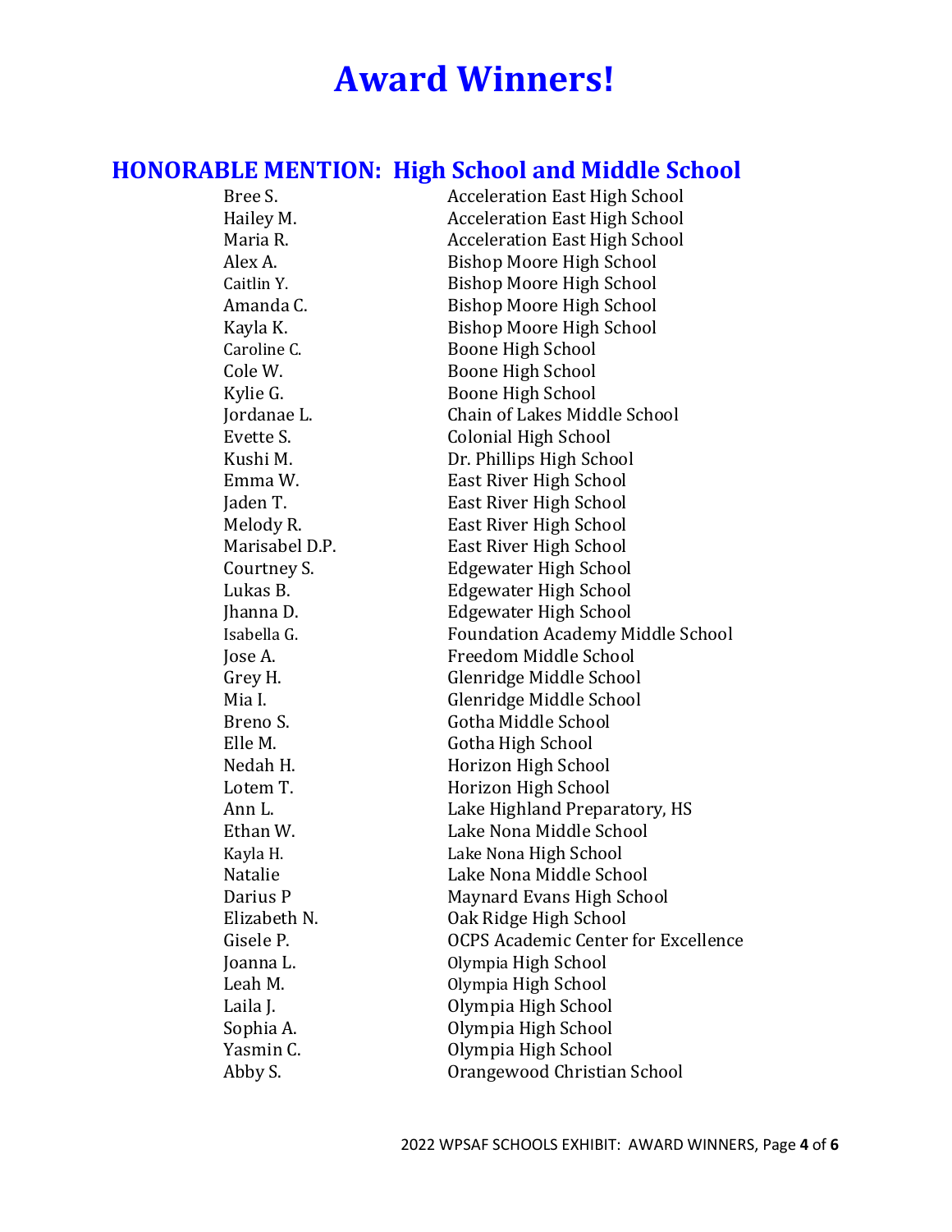# Award Winners!

## HONORABLE MENTION: High School and Middle School

| | |
|---|---|
| Bree S. | Acceleration East High School |
| Hailey M. | Acceleration East High School |
| Maria R. | Acceleration East High School |
| Alex A. | Bishop Moore High School |
| Caitlin Y. | Bishop Moore High School |
| Amanda C. | Bishop Moore High School |
| Kayla K. | Bishop Moore High School |
| Caroline C. | Boone High School |
| Cole W. | Boone High School |
| Kylie G. | Boone High School |
| Jordanae L. | Chain of Lakes Middle School |
| Evette S. | Colonial High School |
| Kushi M. | Dr. Phillips High School |
| Emma W. | East River High School |
| Jaden T. | East River High School |
| Melody R. | East River High School |
| Marisabel D.P. | East River High School |
| Courtney S. | Edgewater High School |
| Lukas B. | Edgewater High School |
| Jhanna D. | Edgewater High School |
| Isabella G. | Foundation Academy Middle School |
| Jose A. | Freedom Middle School |
| Grey H. | Glenridge Middle School |
| Mia I. | Glenridge Middle School |
| Breno S. | Gotha Middle School |
| Elle M. | Gotha High School |
| Nedah H. | Horizon High School |
| Lotem T. | Horizon High School |
| Ann L. | Lake Highland Preparatory, HS |
| Ethan W. | Lake Nona Middle School |
| Kayla H. | Lake Nona High School |
| Natalie | Lake Nona Middle School |
| Darius P | Maynard Evans High School |
| Elizabeth N. | Oak Ridge High School |
| Gisele P. | OCPS Academic Center for Excellence |
| Joanna L. | Olympia High School |
| Leah M. | Olympia High School |
| Laila J. | Olympia High School |
| Sophia A. | Olympia High School |
| Yasmin C. | Olympia High School |
| Abby S. | Orangewood Christian School |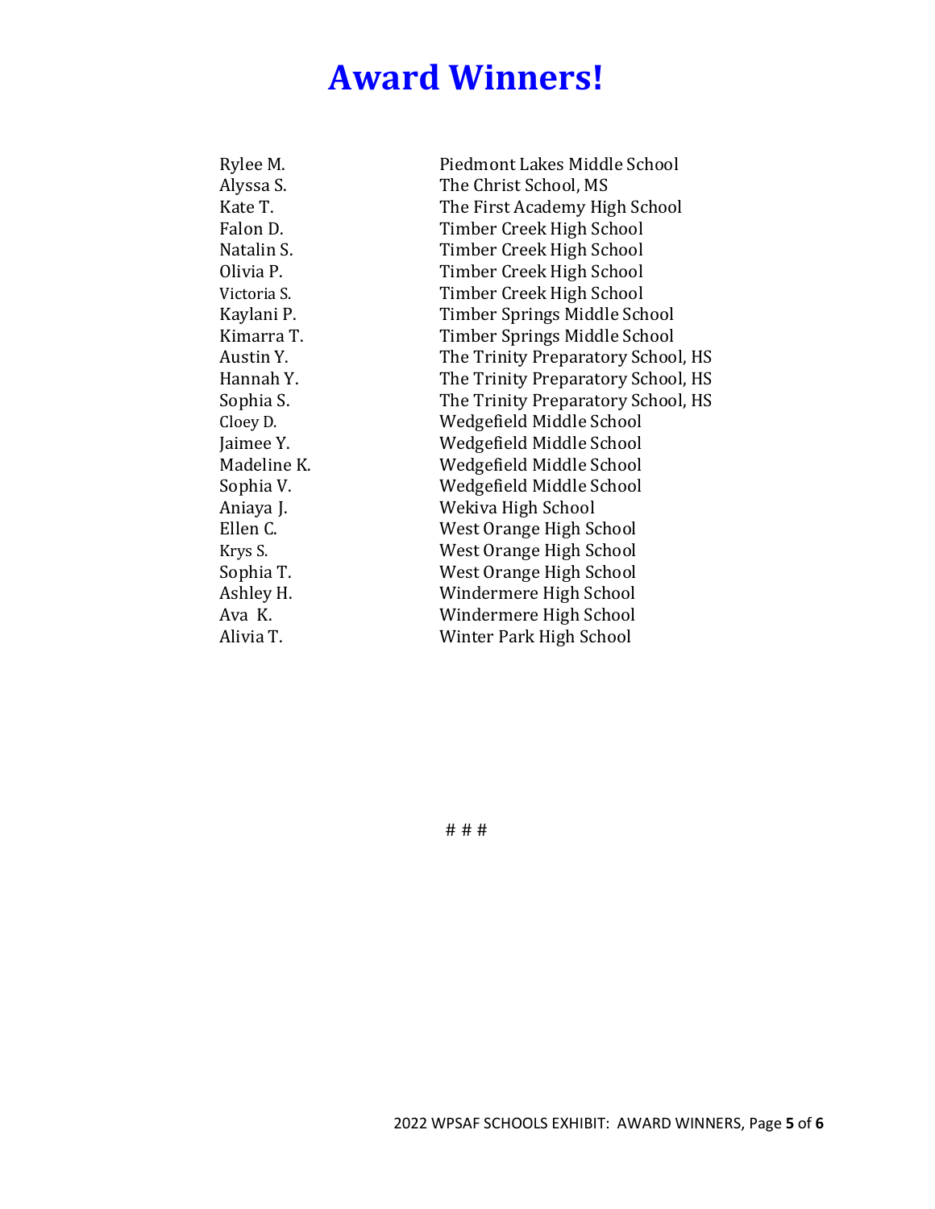# Award Winners!

| | |
|---|---|
| Rylee M. | Piedmont Lakes Middle School |
| Alyssa S. | The Christ School, MS |
| Kate T. | The First Academy High School |
| Falon D. | Timber Creek High School |
| Natalin S. | Timber Creek High School |
| Olivia P. | Timber Creek High School |
| Victoria S. | Timber Creek High School |
| Kaylani P. | Timber Springs Middle School |
| Kimarra T. | Timber Springs Middle School |
| Austin Y. | The Trinity Preparatory School, HS |
| Hannah Y. | The Trinity Preparatory School, HS |
| Sophia S. | The Trinity Preparatory School, HS |
| Cloey D. | Wedgefield Middle School |
| Jaimee Y. | Wedgefield Middle School |
| Madeline K. | Wedgefield Middle School |
| Sophia V. | Wedgefield Middle School |
| Aniaya J. | Wekiva High School |
| Ellen C. | West Orange High School |
| Krys S. | West Orange High School |
| Sophia T. | West Orange High School |
| Ashley H. | Windermere High School |
| Ava K. | Windermere High School |
| Alivia T. | Winter Park High School |

# # #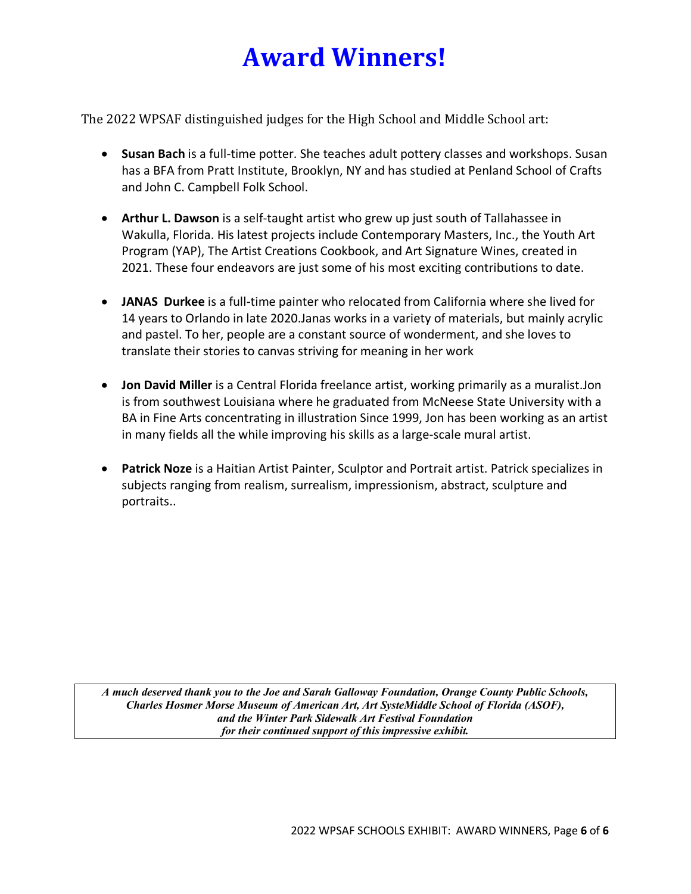# Award Winners!

The 2022 WPSAF distinguished judges for the High School and Middle School art:

- **Susan Bach** is a full-time potter. She teaches adult pottery classes and workshops. Susan has a BFA from Pratt Institute, Brooklyn, NY and has studied at Penland School of Crafts and John C. Campbell Folk School.

- **Arthur L. Dawson** is a self-taught artist who grew up just south of Tallahassee in Wakulla, Florida. His latest projects include Contemporary Masters, Inc., the Youth Art Program (YAP), The Artist Creations Cookbook, and Art Signature Wines, created in 2021. These four endeavors are just some of his most exciting contributions to date.

- **JANAS Durkee** is a full-time painter who relocated from California where she lived for 14 years to Orlando in late 2020.Janas works in a variety of materials, but mainly acrylic and pastel. To her, people are a constant source of wonderment, and she loves to translate their stories to canvas striving for meaning in her work

- **Jon David Miller** is a Central Florida freelance artist, working primarily as a muralist.Jon is from southwest Louisiana where he graduated from McNeese State University with a BA in Fine Arts concentrating in illustration Since 1999, Jon has been working as an artist in many fields all the while improving his skills as a large-scale mural artist.

- **Patrick Noze** is a Haitian Artist Painter, Sculptor and Portrait artist. Patrick specializes in subjects ranging from realism, surrealism, impressionism, abstract, sculpture and portraits..

***A much deserved thank you to the Joe and Sarah Galloway Foundation, Orange County Public Schools, Charles Hosmer Morse Museum of American Art, Art SysteMiddle School of Florida (ASOF), and the Winter Park Sidewalk Art Festival Foundation for their continued support of this impressive exhibit.***